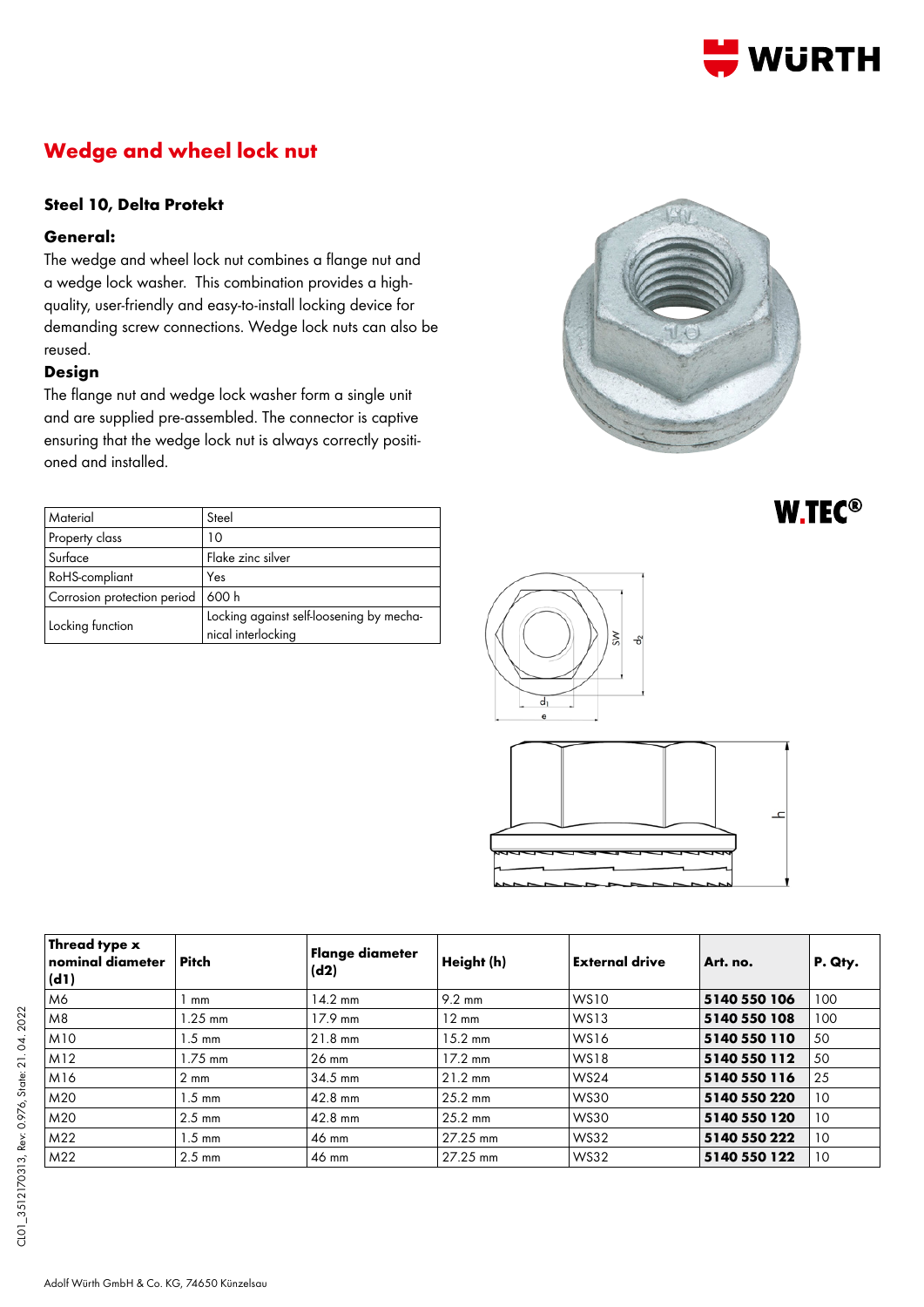# Wedge and wheel lock nut

### Steel 10, Delta Protekt

### General:

The wedge and wheel lock nut combines a flange nut and a wedge lock washer. This combination provides a high-quality, user-friendly and easy-to-install locking device for demanding screw connections. Wedge lock nuts can also be reused.

### Design

The flange nut and wedge lock washer form a single unit and are supplied pre-assembled. The connector is captive ensuring that the wedge lock nut is always correctly positioned and installed.

| Material | Steel |
|---|---|
| Property class | 10 |
| Surface | Flake zinc silver |
| RoHS-compliant | Yes |
| Corrosion protection period | 600 h |
| Locking function | Locking against self-loosening by mechanical interlocking |

W.TEC®

| Thread type x nominal diameter (d1) | Pitch | Flange diameter (d2) | Height (h) | External drive | Art. no. | P. Qty. |
|---|---|---|---|---|---|---|
| M6 | 1 mm | 14.2 mm | 9.2 mm | WS10 | **5140 550 106** | 100 |
| M8 | 1.25 mm | 17.9 mm | 12 mm | WS13 | **5140 550 108** | 100 |
| M10 | 1.5 mm | 21.8 mm | 15.2 mm | WS16 | **5140 550 110** | 50 |
| M12 | 1.75 mm | 26 mm | 17.2 mm | WS18 | **5140 550 112** | 50 |
| M16 | 2 mm | 34.5 mm | 21.2 mm | WS24 | **5140 550 116** | 25 |
| M20 | 1.5 mm | 42.8 mm | 25.2 mm | WS30 | **5140 550 220** | 10 |
| M20 | 2.5 mm | 42.8 mm | 25.2 mm | WS30 | **5140 550 120** | 10 |
| M22 | 1.5 mm | 46 mm | 27.25 mm | WS32 | **5140 550 222** | 10 |
| M22 | 2.5 mm | 46 mm | 27.25 mm | WS32 | **5140 550 122** | 10 |

CL01_3512170313, Rev: 0.976, State: 21.04.2022

Adolf Würth GmbH & Co. KG, 74650 Künzelsau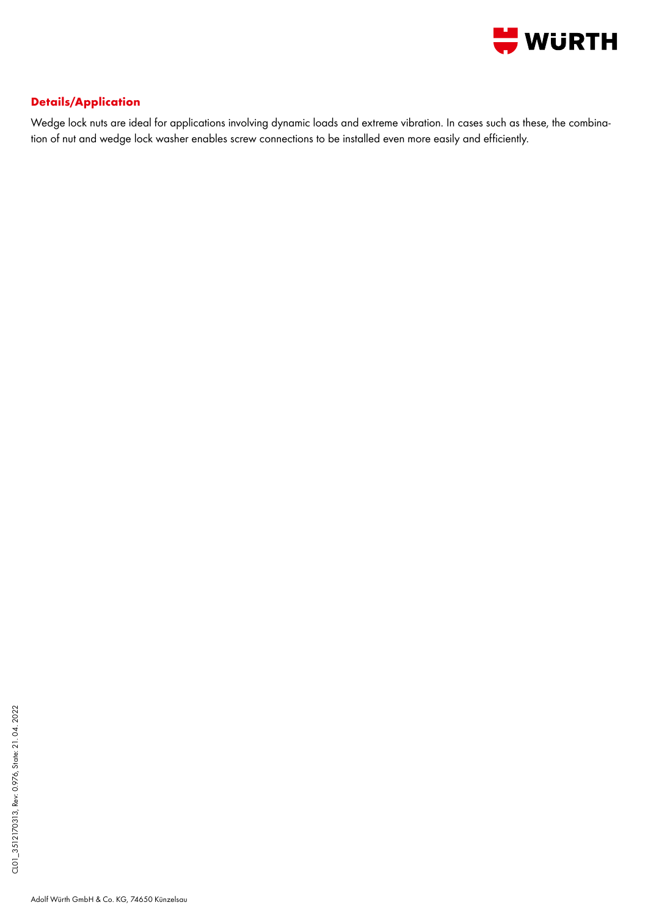## Details/Application

Wedge lock nuts are ideal for applications involving dynamic loads and extreme vibration. In cases such as these, the combination of nut and wedge lock washer enables screw connections to be installed even more easily and efficiently.